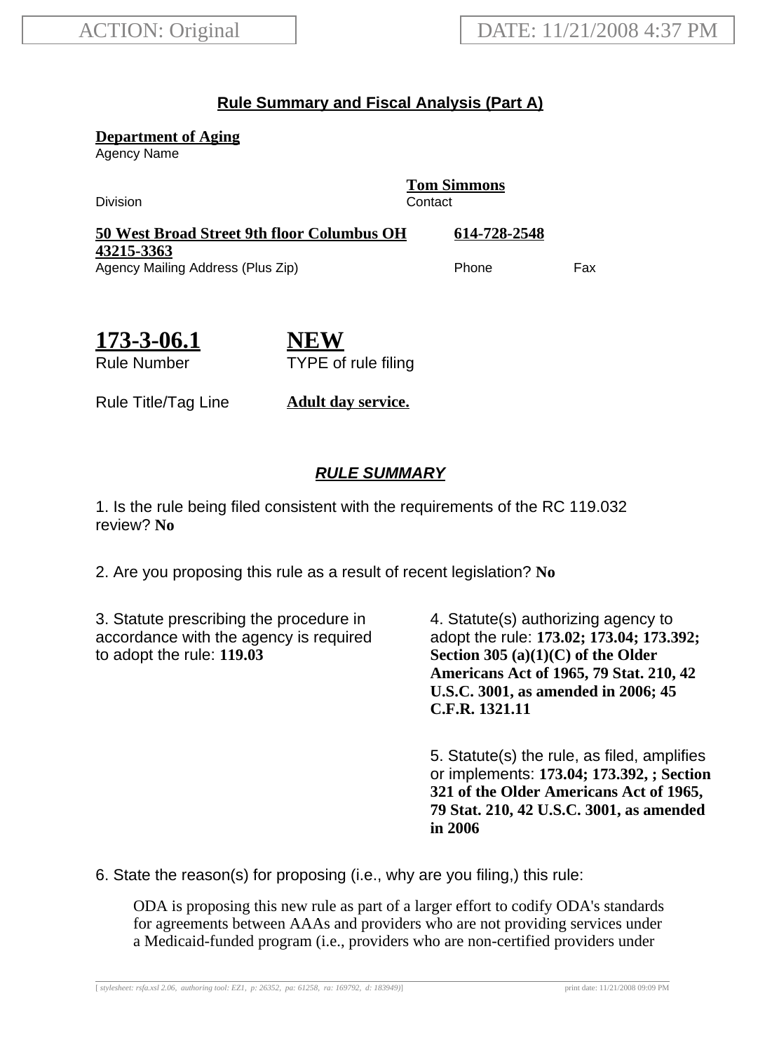ACTION: Original

DATE: 11/21/2008 4:37 PM

## Rule Summary and Fiscal Analysis (Part A)

**Department of Aging**
Agency Name

Division

**Tom Simmons**
Contact

**50 West Broad Street 9th floor Columbus OH 43215-3363**
Agency Mailing Address (Plus Zip)

**614-728-2548**
Phone

Fax

**173-3-06.1**
Rule Number

**NEW**
TYPE of rule filing

Rule Title/Tag Line **Adult day service.**

### *RULE SUMMARY*

1. Is the rule being filed consistent with the requirements of the RC 119.032 review? **No**

2. Are you proposing this rule as a result of recent legislation? **No**

3. Statute prescribing the procedure in accordance with the agency is required to adopt the rule: **119.03**

4. Statute(s) authorizing agency to adopt the rule: **173.02; 173.04; 173.392; Section 305 (a)(1)(C) of the Older Americans Act of 1965, 79 Stat. 210, 42 U.S.C. 3001, as amended in 2006; 45 C.F.R. 1321.11**

5. Statute(s) the rule, as filed, amplifies or implements: **173.04; 173.392, ; Section 321 of the Older Americans Act of 1965, 79 Stat. 210, 42 U.S.C. 3001, as amended in 2006**

6. State the reason(s) for proposing (i.e., why are you filing,) this rule:

ODA is proposing this new rule as part of a larger effort to codify ODA's standards for agreements between AAAs and providers who are not providing services under a Medicaid-funded program (i.e., providers who are non-certified providers under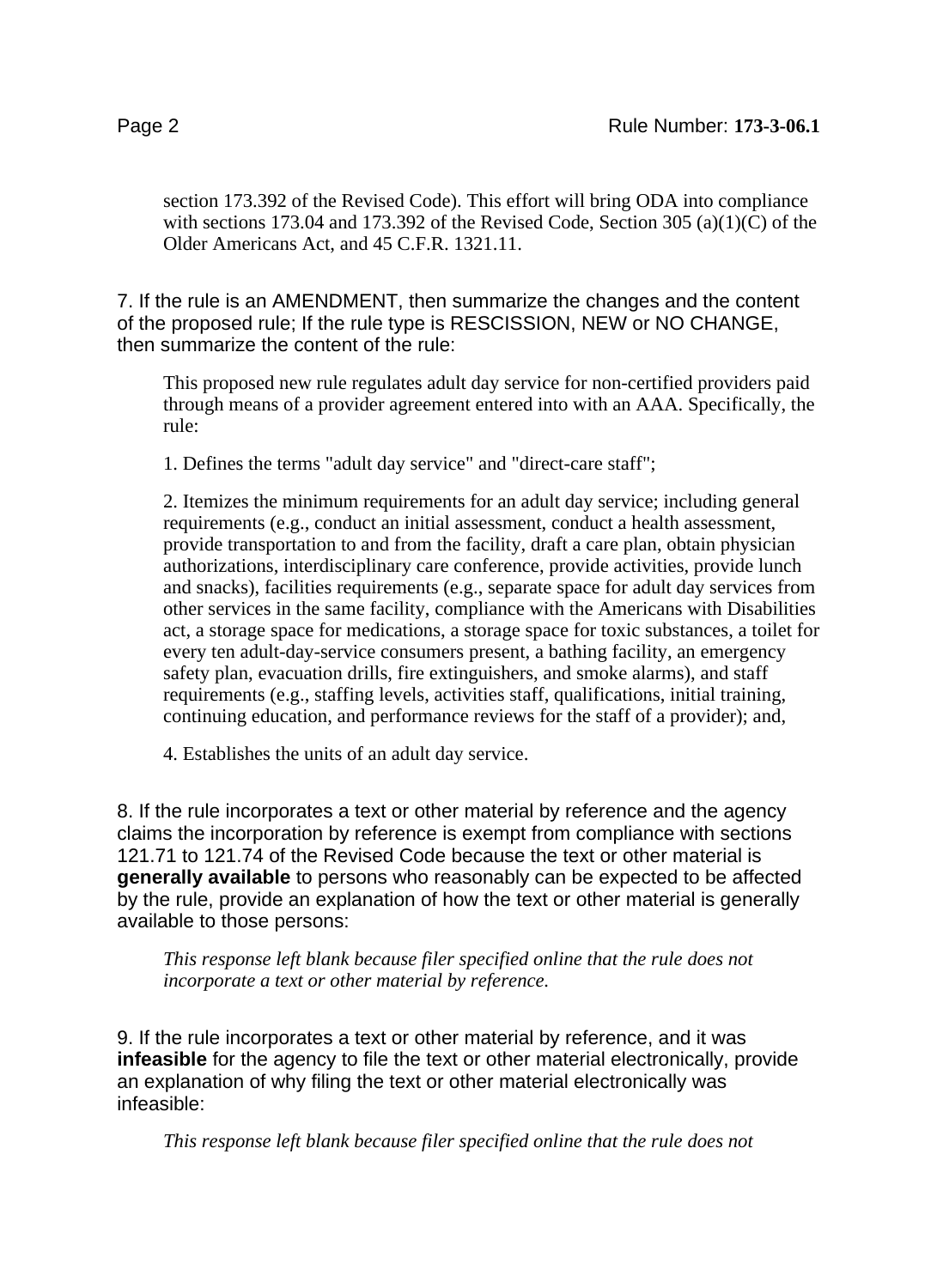section 173.392 of the Revised Code). This effort will bring ODA into compliance with sections 173.04 and 173.392 of the Revised Code, Section 305 (a)(1)(C) of the Older Americans Act, and 45 C.F.R. 1321.11.

7. If the rule is an AMENDMENT, then summarize the changes and the content of the proposed rule; If the rule type is RESCISSION, NEW or NO CHANGE, then summarize the content of the rule:

This proposed new rule regulates adult day service for non-certified providers paid through means of a provider agreement entered into with an AAA. Specifically, the rule:

1. Defines the terms "adult day service" and "direct-care staff";

2. Itemizes the minimum requirements for an adult day service; including general requirements (e.g., conduct an initial assessment, conduct a health assessment, provide transportation to and from the facility, draft a care plan, obtain physician authorizations, interdisciplinary care conference, provide activities, provide lunch and snacks), facilities requirements (e.g., separate space for adult day services from other services in the same facility, compliance with the Americans with Disabilities act, a storage space for medications, a storage space for toxic substances, a toilet for every ten adult-day-service consumers present, a bathing facility, an emergency safety plan, evacuation drills, fire extinguishers, and smoke alarms), and staff requirements (e.g., staffing levels, activities staff, qualifications, initial training, continuing education, and performance reviews for the staff of a provider); and,

4. Establishes the units of an adult day service.

8. If the rule incorporates a text or other material by reference and the agency claims the incorporation by reference is exempt from compliance with sections 121.71 to 121.74 of the Revised Code because the text or other material is **generally available** to persons who reasonably can be expected to be affected by the rule, provide an explanation of how the text or other material is generally available to those persons:

*This response left blank because filer specified online that the rule does not incorporate a text or other material by reference.*

9. If the rule incorporates a text or other material by reference, and it was **infeasible** for the agency to file the text or other material electronically, provide an explanation of why filing the text or other material electronically was infeasible:

*This response left blank because filer specified online that the rule does not*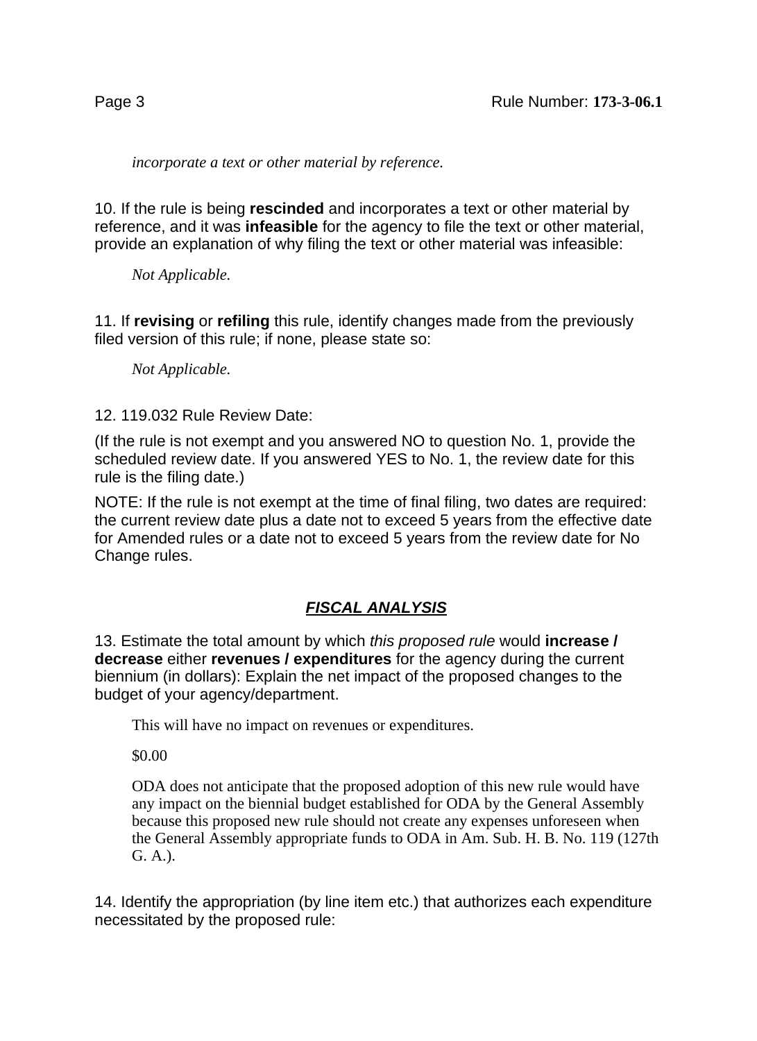*incorporate a text or other material by reference.*

10. If the rule is being **rescinded** and incorporates a text or other material by reference, and it was **infeasible** for the agency to file the text or other material, provide an explanation of why filing the text or other material was infeasible:

*Not Applicable.*

11. If **revising** or **refiling** this rule, identify changes made from the previously filed version of this rule; if none, please state so:

*Not Applicable.*

12. 119.032 Rule Review Date:

(If the rule is not exempt and you answered NO to question No. 1, provide the scheduled review date. If you answered YES to No. 1, the review date for this rule is the filing date.)

NOTE: If the rule is not exempt at the time of final filing, two dates are required: the current review date plus a date not to exceed 5 years from the effective date for Amended rules or a date not to exceed 5 years from the review date for No Change rules.

## ***FISCAL ANALYSIS***

13. Estimate the total amount by which *this proposed rule* would **increase / decrease** either **revenues / expenditures** for the agency during the current biennium (in dollars): Explain the net impact of the proposed changes to the budget of your agency/department.

This will have no impact on revenues or expenditures.

$0.00

ODA does not anticipate that the proposed adoption of this new rule would have any impact on the biennial budget established for ODA by the General Assembly because this proposed new rule should not create any expenses unforeseen when the General Assembly appropriate funds to ODA in Am. Sub. H. B. No. 119 (127th G. A.).

14. Identify the appropriation (by line item etc.) that authorizes each expenditure necessitated by the proposed rule: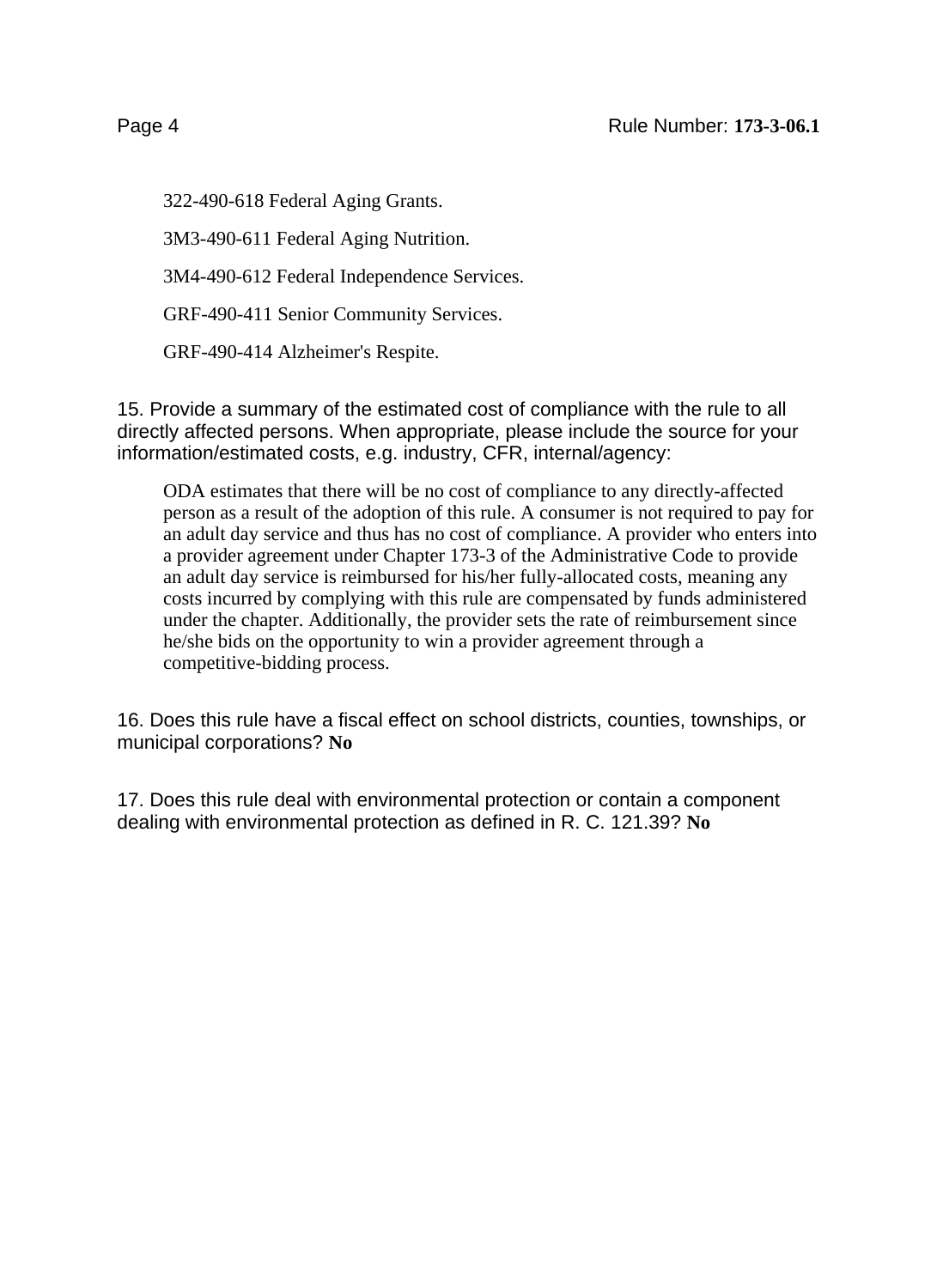322-490-618 Federal Aging Grants.

3M3-490-611 Federal Aging Nutrition.

3M4-490-612 Federal Independence Services.

GRF-490-411 Senior Community Services.

GRF-490-414 Alzheimer's Respite.

15. Provide a summary of the estimated cost of compliance with the rule to all directly affected persons. When appropriate, please include the source for your information/estimated costs, e.g. industry, CFR, internal/agency:

ODA estimates that there will be no cost of compliance to any directly-affected person as a result of the adoption of this rule. A consumer is not required to pay for an adult day service and thus has no cost of compliance. A provider who enters into a provider agreement under Chapter 173-3 of the Administrative Code to provide an adult day service is reimbursed for his/her fully-allocated costs, meaning any costs incurred by complying with this rule are compensated by funds administered under the chapter. Additionally, the provider sets the rate of reimbursement since he/she bids on the opportunity to win a provider agreement through a competitive-bidding process.

16. Does this rule have a fiscal effect on school districts, counties, townships, or municipal corporations? **No**

17. Does this rule deal with environmental protection or contain a component dealing with environmental protection as defined in R. C. 121.39? **No**